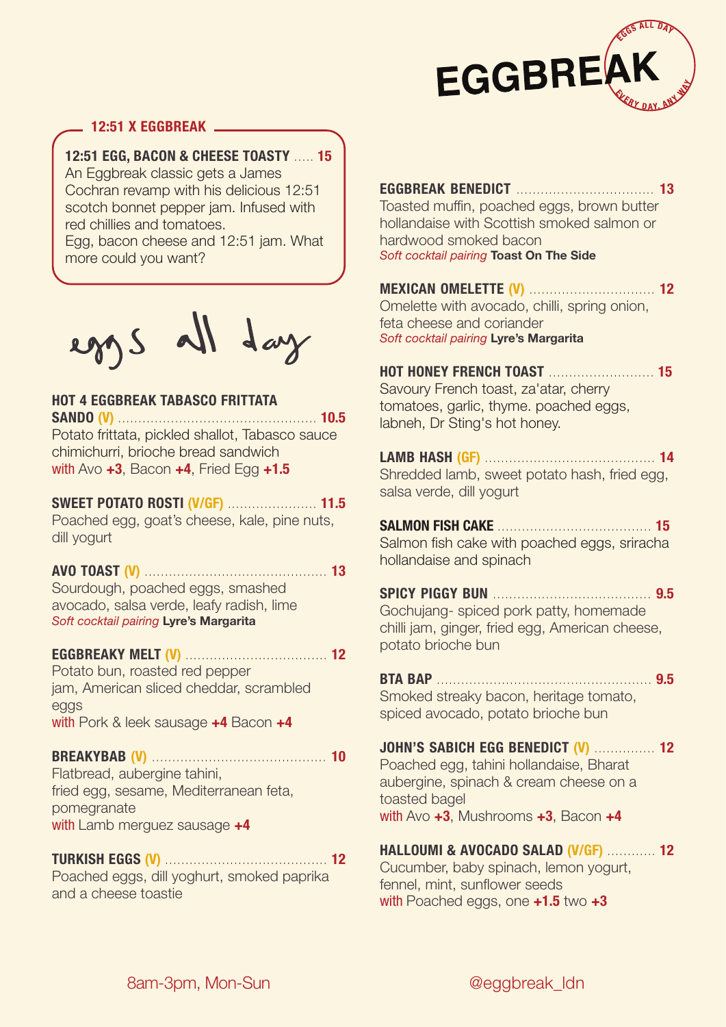# EGGBREAK

EGGS ALL DAY · EVERY DAY, ANY WAY

## 12:51 X EGGBREAK

**12:51 EGG, BACON & CHEESE TOASTY** ..... **15**
An Eggbreak classic gets a James Cochran revamp with his delicious 12:51 scotch bonnet pepper jam. Infused with red chillies and tomatoes.
Egg, bacon cheese and 12:51 jam. What more could you want?

## eggs all day

**HOT 4 EGGBREAK TABASCO FRITTATA SANDO (V)** ..... **10.5**
Potato frittata, pickled shallot, Tabasco sauce chimichurri, brioche bread sandwich
with Avo **+3**, Bacon **+4**, Fried Egg **+1.5**

**SWEET POTATO ROSTI (V/GF)** ..... **11.5**
Poached egg, goat's cheese, kale, pine nuts, dill yogurt

**AVO TOAST (V)** ..... **13**
Sourdough, poached eggs, smashed avocado, salsa verde, leafy radish, lime
*Soft cocktail pairing* **Lyre's Margarita**

**EGGBREAKY MELT (V)** ..... **12**
Potato bun, roasted red pepper jam, American sliced cheddar, scrambled eggs
with Pork & leek sausage **+4** Bacon **+4**

**BREAKYBAB (V)** ..... **10**
Flatbread, aubergine tahini, fried egg, sesame, Mediterranean feta, pomegranate
with Lamb merguez sausage **+4**

**TURKISH EGGS (V)** ..... **12**
Poached eggs, dill yoghurt, smoked paprika and a cheese toastie

**EGGBREAK BENEDICT** ..... **13**
Toasted muffin, poached eggs, brown butter hollandaise with Scottish smoked salmon or hardwood smoked bacon
*Soft cocktail pairing* **Toast On The Side**

**MEXICAN OMELETTE (V)** ..... **12**
Omelette with avocado, chilli, spring onion, feta cheese and coriander
*Soft cocktail pairing* **Lyre's Margarita**

**HOT HONEY FRENCH TOAST** ..... **15**
Savoury French toast, za'atar, cherry tomatoes, garlic, thyme. poached eggs, labneh, Dr Sting's hot honey.

**LAMB HASH (GF)** ..... **14**
Shredded lamb, sweet potato hash, fried egg, salsa verde, dill yogurt

**SALMON FISH CAKE** ..... **15**
Salmon fish cake with poached eggs, sriracha hollandaise and spinach

**SPICY PIGGY BUN** ..... **9.5**
Gochujang- spiced pork patty, homemade chilli jam, ginger, fried egg, American cheese, potato brioche bun

**BTA BAP** ..... **9.5**
Smoked streaky bacon, heritage tomato, spiced avocado, potato brioche bun

**JOHN'S SABICH EGG BENEDICT (V)** ..... **12**
Poached egg, tahini hollandaise, Bharat aubergine, spinach & cream cheese on a toasted bagel
with Avo **+3**, Mushrooms **+3**, Bacon **+4**

**HALLOUMI & AVOCADO SALAD (V/GF)** ..... **12**
Cucumber, baby spinach, lemon yogurt, fennel, mint, sunflower seeds
with Poached eggs, one **+1.5** two **+3**

8am-3pm, Mon-Sun

@eggbreak_ldn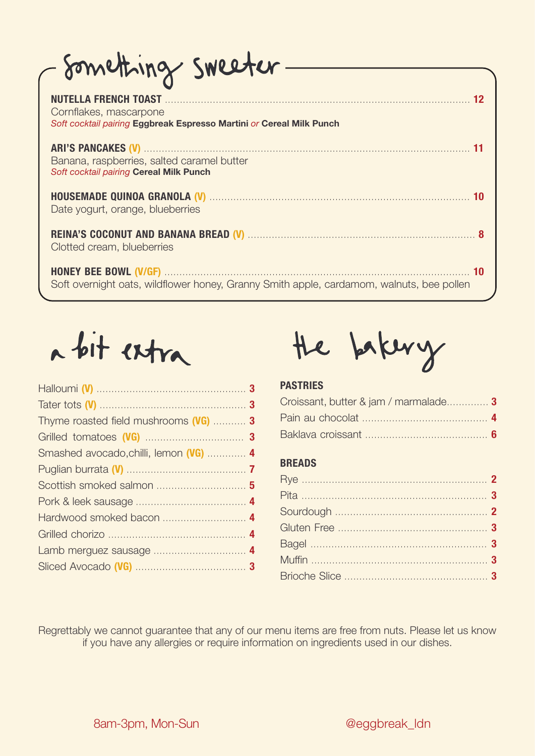## something sweeter

**NUTELLA FRENCH TOAST** ........ **12**
Cornflakes, mascarpone
*Soft cocktail pairing* **Eggbreak Espresso Martini** *or* **Cereal Milk Punch**

**ARI'S PANCAKES (V)** ........ **11**
Banana, raspberries, salted caramel butter
*Soft cocktail pairing* **Cereal Milk Punch**

**HOUSEMADE QUINOA GRANOLA (V)** ........ **10**
Date yogurt, orange, blueberries

**REINA'S COCONUT AND BANANA BREAD (V)** ........ **8**
Clotted cream, blueberries

**HONEY BEE BOWL (V/GF)** ........ **10**
Soft overnight oats, wildflower honey, Granny Smith apple, cardamom, walnuts, bee pollen

## a bit extra

- Halloumi **(V)** ........ **3**
- Tater tots **(V)** ........ **3**
- Thyme roasted field mushrooms **(VG)** ........ **3**
- Grilled tomatoes **(VG)** ........ **3**
- Smashed avocado,chilli, lemon **(VG)** ........ **4**
- Puglian burrata **(V)** ........ **7**
- Scottish smoked salmon ........ **5**
- Pork & leek sausage ........ **4**
- Hardwood smoked bacon ........ **4**
- Grilled chorizo ........ **4**
- Lamb merguez sausage ........ **4**
- Sliced Avocado **(VG)** ........ **3**

## the bakery

### PASTRIES

- Croissant, butter & jam / marmalade........ **3**
- Pain au chocolat ........ **4**
- Baklava croissant ........ **6**

### BREADS

- Rye ........ **2**
- Pita ........ **3**
- Sourdough ........ **2**
- Gluten Free ........ **3**
- Bagel ........ **3**
- Muffin ........ **3**
- Brioche Slice ........ **3**

Regrettably we cannot guarantee that any of our menu items are free from nuts. Please let us know if you have any allergies or require information on ingredients used in our dishes.

8am-3pm, Mon-Sun

@eggbreak_ldn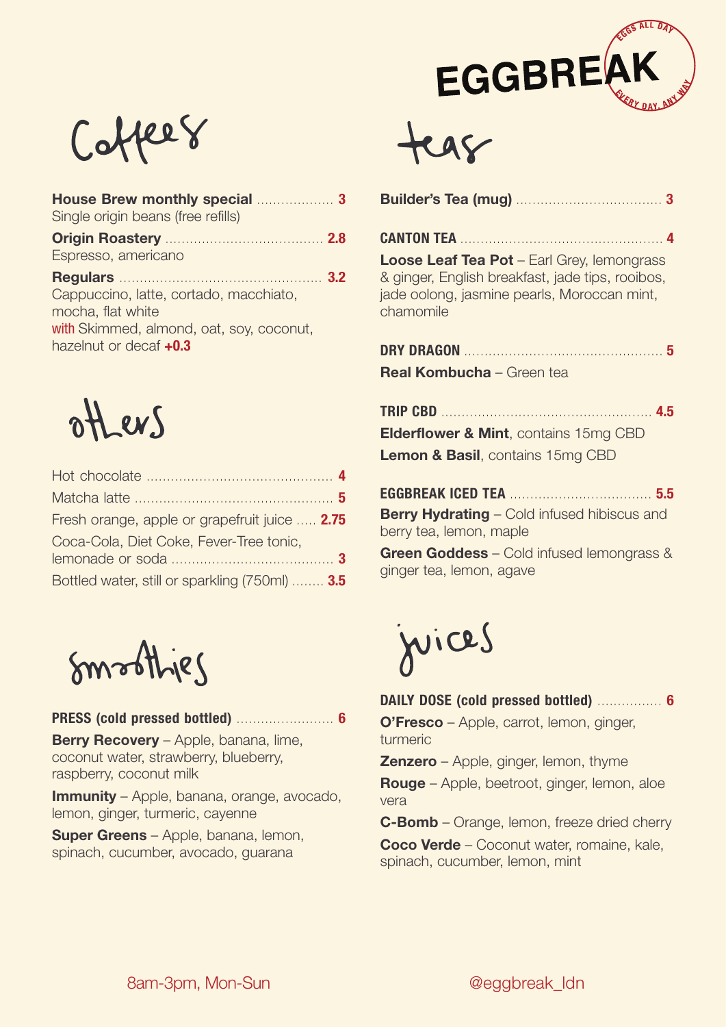# EGGBREAK

EGGS ALL DAY · EVERY DAY, ANY WAY

## Coffees

**House Brew monthly special** ... **3**
Single origin beans (free refills)

**Origin Roastery** ... **2.8**
Espresso, americano

**Regulars** ... **3.2**
Cappuccino, latte, cortado, macchiato, mocha, flat white
with Skimmed, almond, oat, soy, coconut, hazelnut or decaf **+0.3**

## others

Hot chocolate ... **4**

Matcha latte ... **5**

Fresh orange, apple or grapefruit juice ... **2.75**

Coca-Cola, Diet Coke, Fever-Tree tonic, lemonade or soda ... **3**

Bottled water, still or sparkling (750ml) ... **3.5**

## smoothies

**PRESS (cold pressed bottled)** ... **6**

**Berry Recovery** – Apple, banana, lime, coconut water, strawberry, blueberry, raspberry, coconut milk

**Immunity** – Apple, banana, orange, avocado, lemon, ginger, turmeric, cayenne

**Super Greens** – Apple, banana, lemon, spinach, cucumber, avocado, guarana

## teas

**Builder's Tea (mug)** ... **3**

**CANTON TEA** ... **4**

**Loose Leaf Tea Pot** – Earl Grey, lemongrass & ginger, English breakfast, jade tips, rooibos, jade oolong, jasmine pearls, Moroccan mint, chamomile

**DRY DRAGON** ... **5**

**Real Kombucha** – Green tea

**TRIP CBD** ... **4.5**

**Elderflower & Mint**, contains 15mg CBD

**Lemon & Basil**, contains 15mg CBD

**EGGBREAK ICED TEA** ... **5.5**

**Berry Hydrating** – Cold infused hibiscus and berry tea, lemon, maple

**Green Goddess** – Cold infused lemongrass & ginger tea, lemon, agave

## juices

**DAILY DOSE (cold pressed bottled)** ... **6**

**O'Fresco** – Apple, carrot, lemon, ginger, turmeric

**Zenzero** – Apple, ginger, lemon, thyme

**Rouge** – Apple, beetroot, ginger, lemon, aloe vera

**C-Bomb** – Orange, lemon, freeze dried cherry

**Coco Verde** – Coconut water, romaine, kale, spinach, cucumber, lemon, mint

8am-3pm, Mon-Sun

@eggbreak_ldn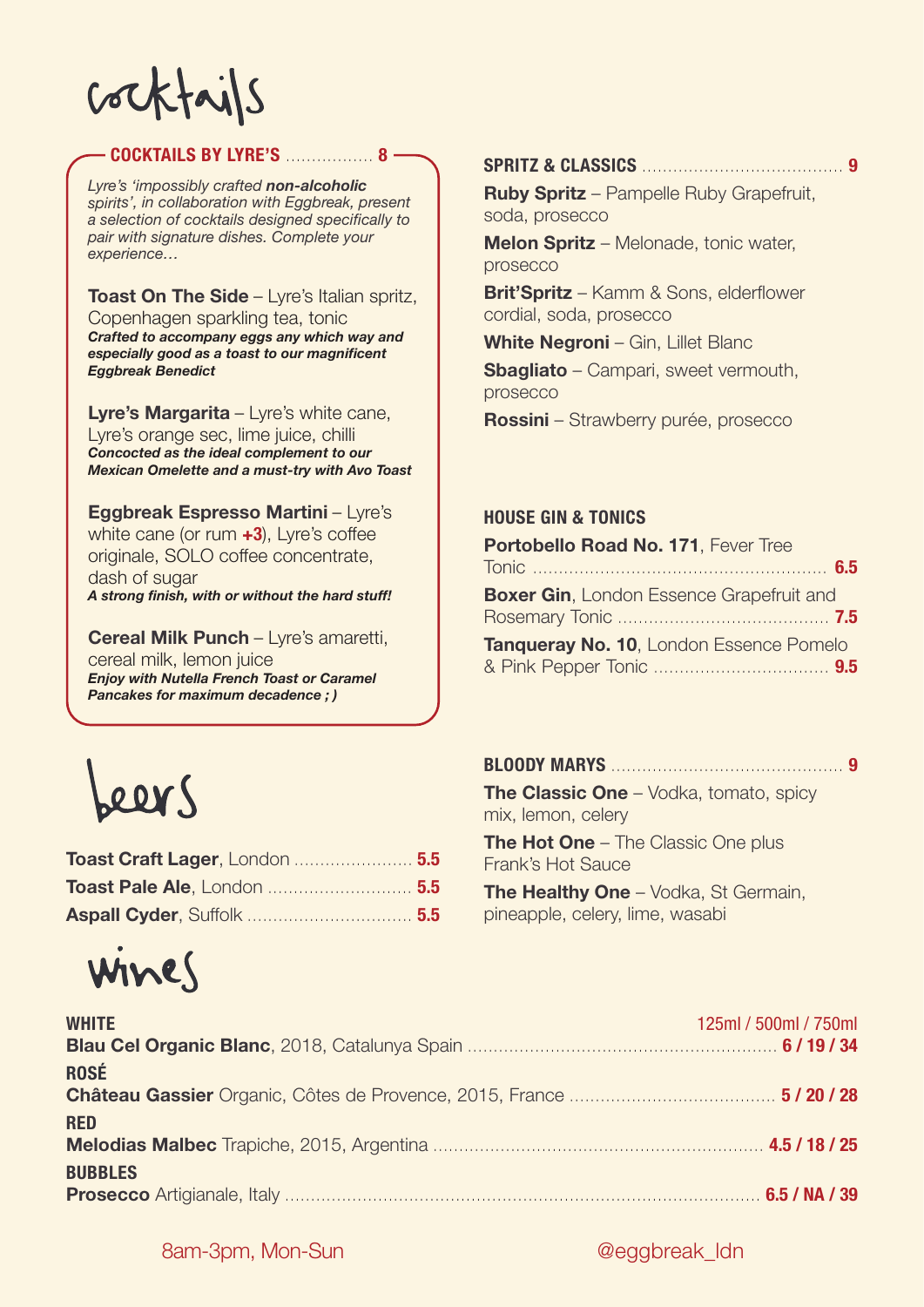# cocktails

## COCKTAILS BY LYRE'S ................. 8

*Lyre's 'impossibly crafted **non-alcoholic** spirits', in collaboration with Eggbreak, present a selection of cocktails designed specifically to pair with signature dishes. Complete your experience…*

**Toast On The Side** – Lyre's Italian spritz, Copenhagen sparkling tea, tonic
***Crafted to accompany eggs any which way and especially good as a toast to our magnificent Eggbreak Benedict***

**Lyre's Margarita** – Lyre's white cane, Lyre's orange sec, lime juice, chilli
***Concocted as the ideal complement to our Mexican Omelette and a must-try with Avo Toast***

**Eggbreak Espresso Martini** – Lyre's white cane (or rum **+3**), Lyre's coffee originale, SOLO coffee concentrate, dash of sugar
***A strong finish, with or without the hard stuff!***

**Cereal Milk Punch** – Lyre's amaretti, cereal milk, lemon juice
***Enjoy with Nutella French Toast or Caramel Pancakes for maximum decadence ; )***

## SPRITZ & CLASSICS ...................................... 9

**Ruby Spritz** – Pampelle Ruby Grapefruit, soda, prosecco

**Melon Spritz** – Melonade, tonic water, prosecco

**Brit'Spritz** – Kamm & Sons, elderflower cordial, soda, prosecco

**White Negroni** – Gin, Lillet Blanc

**Sbagliato** – Campari, sweet vermouth, prosecco

**Rossini** – Strawberry purée, prosecco

## HOUSE GIN & TONICS

**Portobello Road No. 171**, Fever Tree Tonic ........................................................ **6.5**

**Boxer Gin**, London Essence Grapefruit and Rosemary Tonic ......................................... **7.5**

**Tanqueray No. 10**, London Essence Pomelo & Pink Pepper Tonic .................................. **9.5**

# beers

**Toast Craft Lager**, London ....................... **5.5**

**Toast Pale Ale**, London ............................ **5.5**

**Aspall Cyder**, Suffolk ................................ **5.5**

## BLOODY MARYS ............................................ 9

**The Classic One** – Vodka, tomato, spicy mix, lemon, celery

**The Hot One** – The Classic One plus Frank's Hot Sauce

**The Healthy One** – Vodka, St Germain, pineapple, celery, lime, wasabi

# wines

**WHITE** — 125ml / 500ml / 750ml

**Blau Cel Organic Blanc**, 2018, Catalunya Spain ........................................................... **6 / 19 / 34**

**ROSÉ**

**Château Gassier** Organic, Côtes de Provence, 2015, France ....................................... **5 / 20 / 28**

**RED**

**Melodias Malbec** Trapiche, 2015, Argentina ............................................................... **4.5 / 18 / 25**

**BUBBLES**

**Prosecco** Artigianale, Italy .......................................................................................... **6.5 / NA / 39**

8am-3pm, Mon-Sun

@eggbreak_ldn